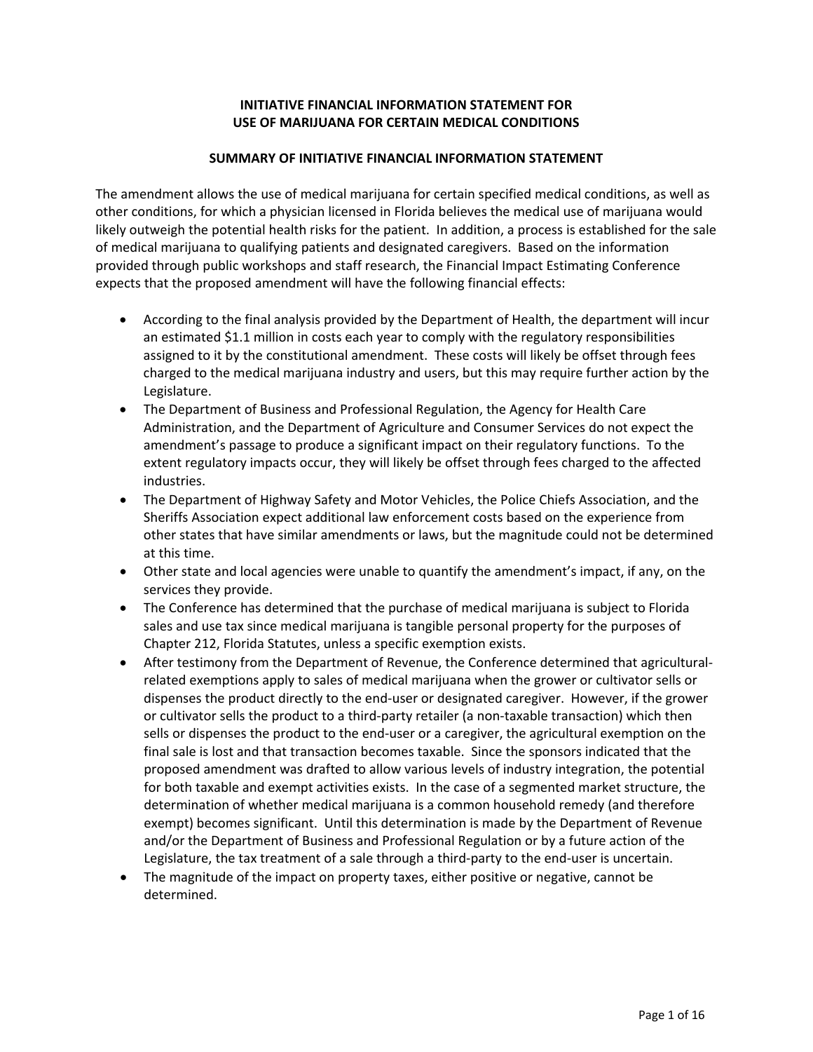# INITIATIVE FINANCIAL INFORMATION STATEMENT FOR USE OF MARIJUANA FOR CERTAIN MEDICAL CONDITIONS

## SUMMARY OF INITIATIVE FINANCIAL INFORMATION STATEMENT

The amendment allows the use of medical marijuana for certain specified medical conditions, as well as other conditions, for which a physician licensed in Florida believes the medical use of marijuana would likely outweigh the potential health risks for the patient. In addition, a process is established for the sale of medical marijuana to qualifying patients and designated caregivers. Based on the information provided through public workshops and staff research, the Financial Impact Estimating Conference expects that the proposed amendment will have the following financial effects:

- According to the final analysis provided by the Department of Health, the department will incur an estimated $1.1 million in costs each year to comply with the regulatory responsibilities assigned to it by the constitutional amendment. These costs will likely be offset through fees charged to the medical marijuana industry and users, but this may require further action by the Legislature.
- The Department of Business and Professional Regulation, the Agency for Health Care Administration, and the Department of Agriculture and Consumer Services do not expect the amendment's passage to produce a significant impact on their regulatory functions. To the extent regulatory impacts occur, they will likely be offset through fees charged to the affected industries.
- The Department of Highway Safety and Motor Vehicles, the Police Chiefs Association, and the Sheriffs Association expect additional law enforcement costs based on the experience from other states that have similar amendments or laws, but the magnitude could not be determined at this time.
- Other state and local agencies were unable to quantify the amendment's impact, if any, on the services they provide.
- The Conference has determined that the purchase of medical marijuana is subject to Florida sales and use tax since medical marijuana is tangible personal property for the purposes of Chapter 212, Florida Statutes, unless a specific exemption exists.
- After testimony from the Department of Revenue, the Conference determined that agricultural-related exemptions apply to sales of medical marijuana when the grower or cultivator sells or dispenses the product directly to the end-user or designated caregiver. However, if the grower or cultivator sells the product to a third-party retailer (a non-taxable transaction) which then sells or dispenses the product to the end-user or a caregiver, the agricultural exemption on the final sale is lost and that transaction becomes taxable. Since the sponsors indicated that the proposed amendment was drafted to allow various levels of industry integration, the potential for both taxable and exempt activities exists. In the case of a segmented market structure, the determination of whether medical marijuana is a common household remedy (and therefore exempt) becomes significant. Until this determination is made by the Department of Revenue and/or the Department of Business and Professional Regulation or by a future action of the Legislature, the tax treatment of a sale through a third-party to the end-user is uncertain.
- The magnitude of the impact on property taxes, either positive or negative, cannot be determined.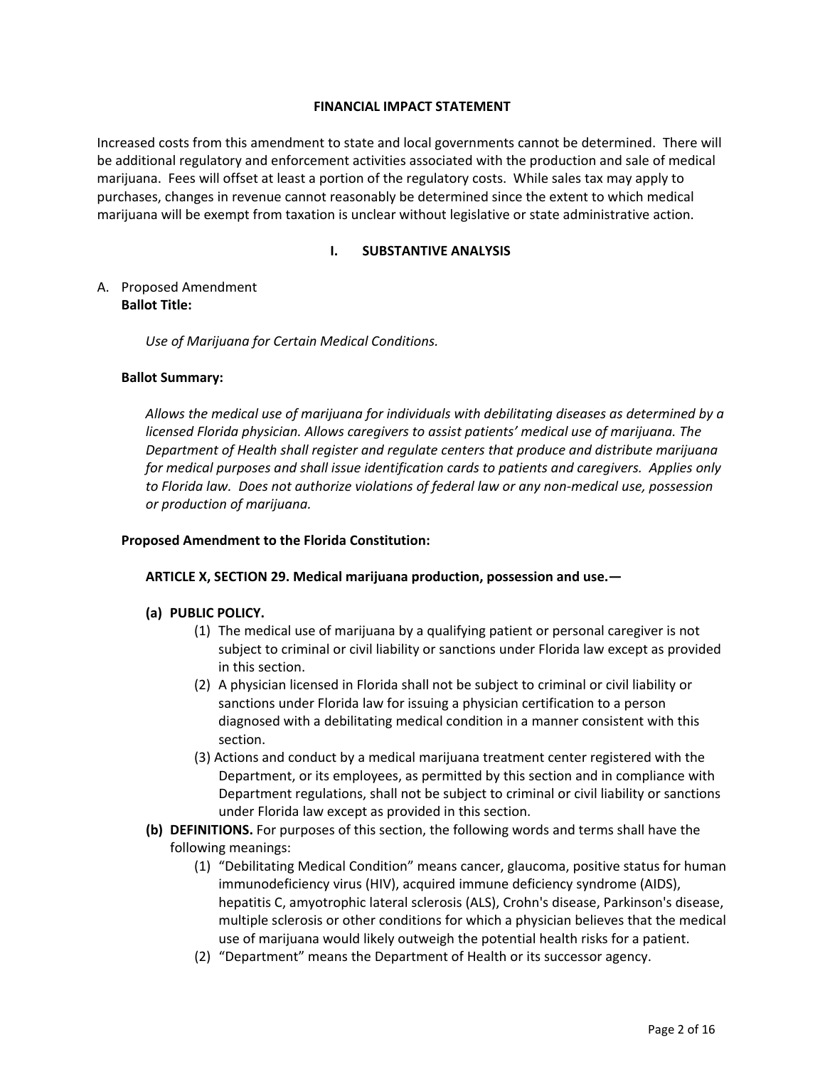**FINANCIAL IMPACT STATEMENT**

Increased costs from this amendment to state and local governments cannot be determined. There will be additional regulatory and enforcement activities associated with the production and sale of medical marijuana. Fees will offset at least a portion of the regulatory costs. While sales tax may apply to purchases, changes in revenue cannot reasonably be determined since the extent to which medical marijuana will be exempt from taxation is unclear without legislative or state administrative action.

## I. SUBSTANTIVE ANALYSIS

A. Proposed Amendment

**Ballot Title:**

*Use of Marijuana for Certain Medical Conditions.*

**Ballot Summary:**

*Allows the medical use of marijuana for individuals with debilitating diseases as determined by a licensed Florida physician. Allows caregivers to assist patients' medical use of marijuana. The Department of Health shall register and regulate centers that produce and distribute marijuana for medical purposes and shall issue identification cards to patients and caregivers. Applies only to Florida law. Does not authorize violations of federal law or any non-medical use, possession or production of marijuana.*

**Proposed Amendment to the Florida Constitution:**

**ARTICLE X, SECTION 29. Medical marijuana production, possession and use.—**

**(a) PUBLIC POLICY.**

(1) The medical use of marijuana by a qualifying patient or personal caregiver is not subject to criminal or civil liability or sanctions under Florida law except as provided in this section.

(2) A physician licensed in Florida shall not be subject to criminal or civil liability or sanctions under Florida law for issuing a physician certification to a person diagnosed with a debilitating medical condition in a manner consistent with this section.

(3) Actions and conduct by a medical marijuana treatment center registered with the Department, or its employees, as permitted by this section and in compliance with Department regulations, shall not be subject to criminal or civil liability or sanctions under Florida law except as provided in this section.

**(b) DEFINITIONS.** For purposes of this section, the following words and terms shall have the following meanings:

(1) "Debilitating Medical Condition" means cancer, glaucoma, positive status for human immunodeficiency virus (HIV), acquired immune deficiency syndrome (AIDS), hepatitis C, amyotrophic lateral sclerosis (ALS), Crohn's disease, Parkinson's disease, multiple sclerosis or other conditions for which a physician believes that the medical use of marijuana would likely outweigh the potential health risks for a patient.

(2) "Department" means the Department of Health or its successor agency.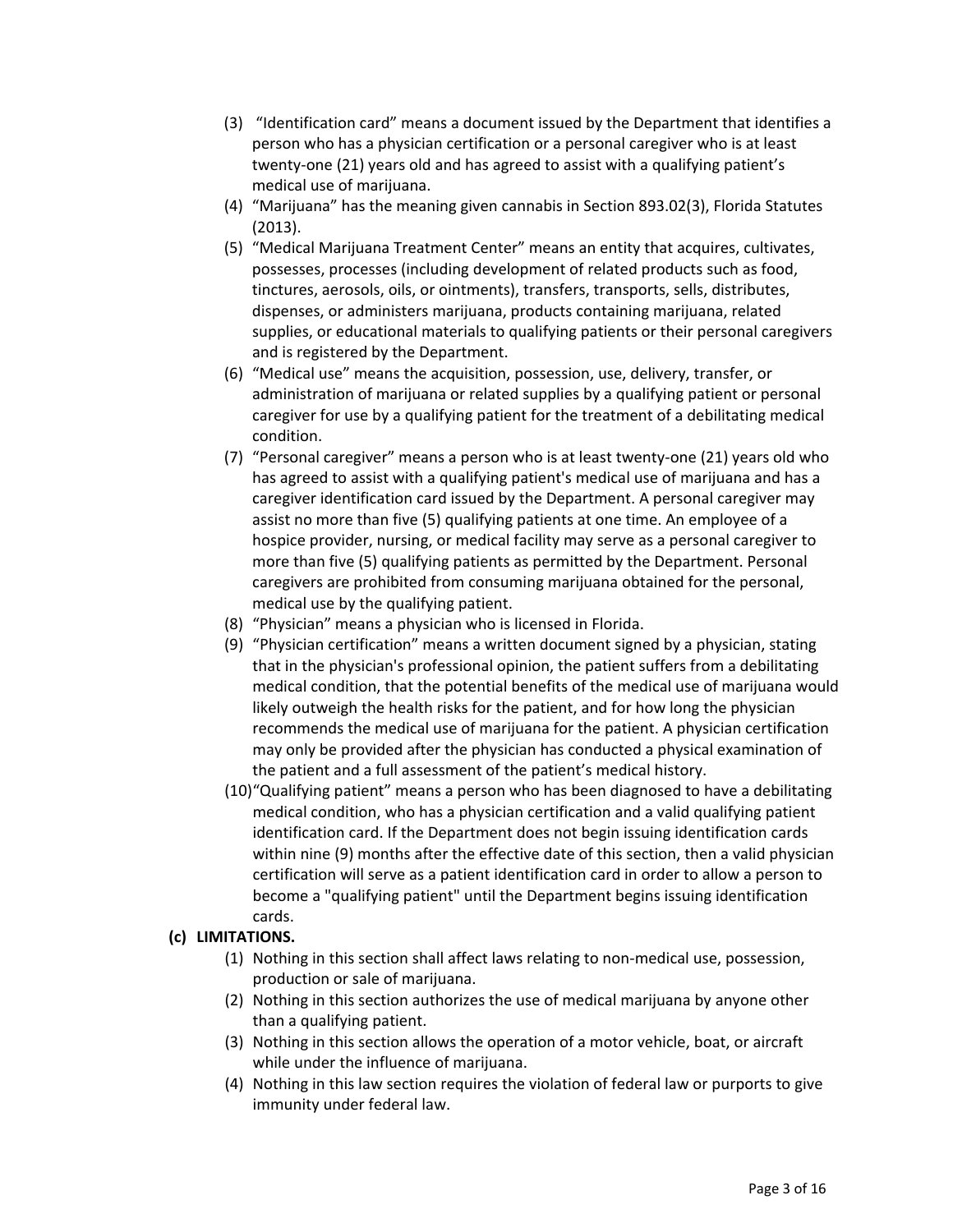(3) "Identification card" means a document issued by the Department that identifies a person who has a physician certification or a personal caregiver who is at least twenty-one (21) years old and has agreed to assist with a qualifying patient's medical use of marijuana.

(4) "Marijuana" has the meaning given cannabis in Section 893.02(3), Florida Statutes (2013).

(5) "Medical Marijuana Treatment Center" means an entity that acquires, cultivates, possesses, processes (including development of related products such as food, tinctures, aerosols, oils, or ointments), transfers, transports, sells, distributes, dispenses, or administers marijuana, products containing marijuana, related supplies, or educational materials to qualifying patients or their personal caregivers and is registered by the Department.

(6) "Medical use" means the acquisition, possession, use, delivery, transfer, or administration of marijuana or related supplies by a qualifying patient or personal caregiver for use by a qualifying patient for the treatment of a debilitating medical condition.

(7) "Personal caregiver" means a person who is at least twenty-one (21) years old who has agreed to assist with a qualifying patient's medical use of marijuana and has a caregiver identification card issued by the Department. A personal caregiver may assist no more than five (5) qualifying patients at one time. An employee of a hospice provider, nursing, or medical facility may serve as a personal caregiver to more than five (5) qualifying patients as permitted by the Department. Personal caregivers are prohibited from consuming marijuana obtained for the personal, medical use by the qualifying patient.

(8) "Physician" means a physician who is licensed in Florida.

(9) "Physician certification" means a written document signed by a physician, stating that in the physician's professional opinion, the patient suffers from a debilitating medical condition, that the potential benefits of the medical use of marijuana would likely outweigh the health risks for the patient, and for how long the physician recommends the medical use of marijuana for the patient. A physician certification may only be provided after the physician has conducted a physical examination of the patient and a full assessment of the patient's medical history.

(10) "Qualifying patient" means a person who has been diagnosed to have a debilitating medical condition, who has a physician certification and a valid qualifying patient identification card. If the Department does not begin issuing identification cards within nine (9) months after the effective date of this section, then a valid physician certification will serve as a patient identification card in order to allow a person to become a "qualifying patient" until the Department begins issuing identification cards.

**(c) LIMITATIONS.**

(1) Nothing in this section shall affect laws relating to non-medical use, possession, production or sale of marijuana.

(2) Nothing in this section authorizes the use of medical marijuana by anyone other than a qualifying patient.

(3) Nothing in this section allows the operation of a motor vehicle, boat, or aircraft while under the influence of marijuana.

(4) Nothing in this law section requires the violation of federal law or purports to give immunity under federal law.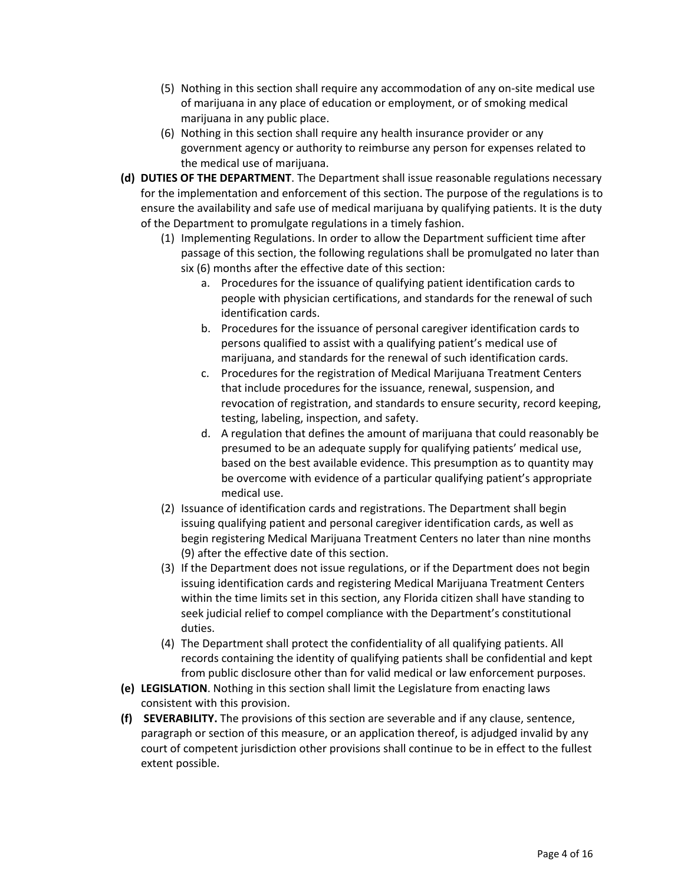(5) Nothing in this section shall require any accommodation of any on-site medical use of marijuana in any place of education or employment, or of smoking medical marijuana in any public place.

(6) Nothing in this section shall require any health insurance provider or any government agency or authority to reimburse any person for expenses related to the medical use of marijuana.

**(d) DUTIES OF THE DEPARTMENT**. The Department shall issue reasonable regulations necessary for the implementation and enforcement of this section. The purpose of the regulations is to ensure the availability and safe use of medical marijuana by qualifying patients. It is the duty of the Department to promulgate regulations in a timely fashion.

(1) Implementing Regulations. In order to allow the Department sufficient time after passage of this section, the following regulations shall be promulgated no later than six (6) months after the effective date of this section:

a. Procedures for the issuance of qualifying patient identification cards to people with physician certifications, and standards for the renewal of such identification cards.

b. Procedures for the issuance of personal caregiver identification cards to persons qualified to assist with a qualifying patient's medical use of marijuana, and standards for the renewal of such identification cards.

c. Procedures for the registration of Medical Marijuana Treatment Centers that include procedures for the issuance, renewal, suspension, and revocation of registration, and standards to ensure security, record keeping, testing, labeling, inspection, and safety.

d. A regulation that defines the amount of marijuana that could reasonably be presumed to be an adequate supply for qualifying patients' medical use, based on the best available evidence. This presumption as to quantity may be overcome with evidence of a particular qualifying patient's appropriate medical use.

(2) Issuance of identification cards and registrations. The Department shall begin issuing qualifying patient and personal caregiver identification cards, as well as begin registering Medical Marijuana Treatment Centers no later than nine months (9) after the effective date of this section.

(3) If the Department does not issue regulations, or if the Department does not begin issuing identification cards and registering Medical Marijuana Treatment Centers within the time limits set in this section, any Florida citizen shall have standing to seek judicial relief to compel compliance with the Department's constitutional duties.

(4) The Department shall protect the confidentiality of all qualifying patients. All records containing the identity of qualifying patients shall be confidential and kept from public disclosure other than for valid medical or law enforcement purposes.

**(e) LEGISLATION**. Nothing in this section shall limit the Legislature from enacting laws consistent with this provision.

**(f) SEVERABILITY.** The provisions of this section are severable and if any clause, sentence, paragraph or section of this measure, or an application thereof, is adjudged invalid by any court of competent jurisdiction other provisions shall continue to be in effect to the fullest extent possible.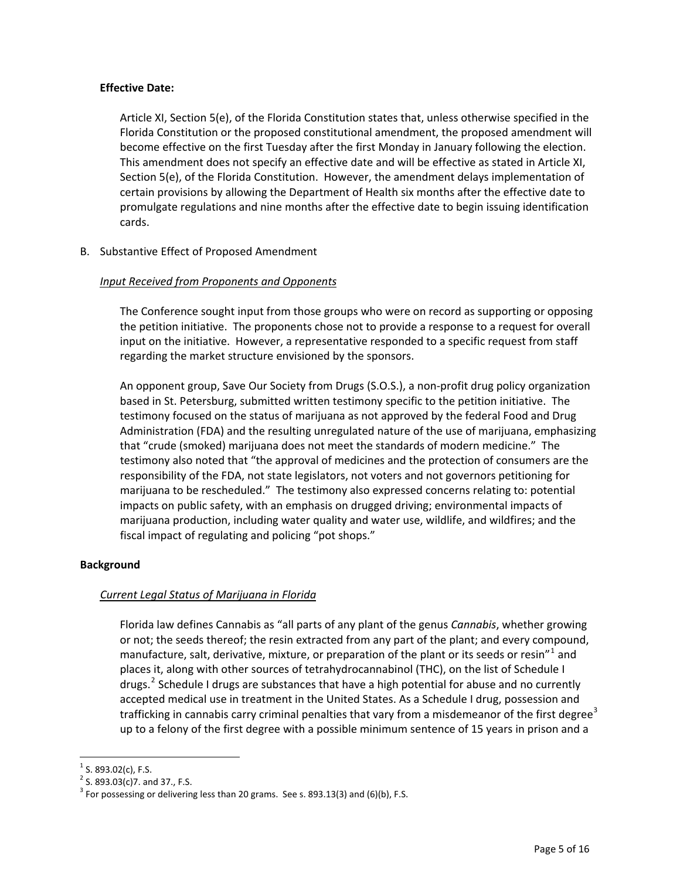**Effective Date:**

Article XI, Section 5(e), of the Florida Constitution states that, unless otherwise specified in the Florida Constitution or the proposed constitutional amendment, the proposed amendment will become effective on the first Tuesday after the first Monday in January following the election. This amendment does not specify an effective date and will be effective as stated in Article XI, Section 5(e), of the Florida Constitution. However, the amendment delays implementation of certain provisions by allowing the Department of Health six months after the effective date to promulgate regulations and nine months after the effective date to begin issuing identification cards.

B. Substantive Effect of Proposed Amendment

*Input Received from Proponents and Opponents*

The Conference sought input from those groups who were on record as supporting or opposing the petition initiative. The proponents chose not to provide a response to a request for overall input on the initiative. However, a representative responded to a specific request from staff regarding the market structure envisioned by the sponsors.

An opponent group, Save Our Society from Drugs (S.O.S.), a non-profit drug policy organization based in St. Petersburg, submitted written testimony specific to the petition initiative. The testimony focused on the status of marijuana as not approved by the federal Food and Drug Administration (FDA) and the resulting unregulated nature of the use of marijuana, emphasizing that "crude (smoked) marijuana does not meet the standards of modern medicine." The testimony also noted that "the approval of medicines and the protection of consumers are the responsibility of the FDA, not state legislators, not voters and not governors petitioning for marijuana to be rescheduled." The testimony also expressed concerns relating to: potential impacts on public safety, with an emphasis on drugged driving; environmental impacts of marijuana production, including water quality and water use, wildlife, and wildfires; and the fiscal impact of regulating and policing "pot shops."

**Background**

*Current Legal Status of Marijuana in Florida*

Florida law defines Cannabis as "all parts of any plant of the genus *Cannabis*, whether growing or not; the seeds thereof; the resin extracted from any part of the plant; and every compound, manufacture, salt, derivative, mixture, or preparation of the plant or its seeds or resin"[1] and places it, along with other sources of tetrahydrocannabinol (THC), on the list of Schedule I drugs.[2] Schedule I drugs are substances that have a high potential for abuse and no currently accepted medical use in treatment in the United States. As a Schedule I drug, possession and trafficking in cannabis carry criminal penalties that vary from a misdemeanor of the first degree[3] up to a felony of the first degree with a possible minimum sentence of 15 years in prison and a

---

[1] S. 893.02(c), F.S.

[2] S. 893.03(c)7. and 37., F.S.

[3] For possessing or delivering less than 20 grams. See s. 893.13(3) and (6)(b), F.S.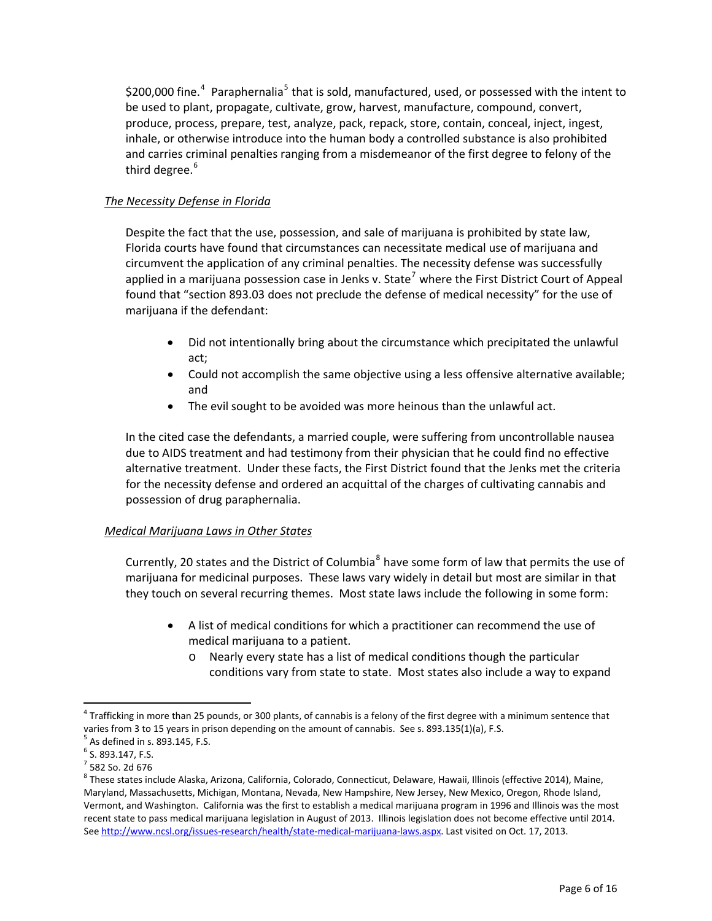$200,000 fine.[4] Paraphernalia[5] that is sold, manufactured, used, or possessed with the intent to be used to plant, propagate, cultivate, grow, harvest, manufacture, compound, convert, produce, process, prepare, test, analyze, pack, repack, store, contain, conceal, inject, ingest, inhale, or otherwise introduce into the human body a controlled substance is also prohibited and carries criminal penalties ranging from a misdemeanor of the first degree to felony of the third degree.[6]

*The Necessity Defense in Florida*

Despite the fact that the use, possession, and sale of marijuana is prohibited by state law, Florida courts have found that circumstances can necessitate medical use of marijuana and circumvent the application of any criminal penalties. The necessity defense was successfully applied in a marijuana possession case in Jenks v. State[7] where the First District Court of Appeal found that "section 893.03 does not preclude the defense of medical necessity" for the use of marijuana if the defendant:

- Did not intentionally bring about the circumstance which precipitated the unlawful act;
- Could not accomplish the same objective using a less offensive alternative available; and
- The evil sought to be avoided was more heinous than the unlawful act.

In the cited case the defendants, a married couple, were suffering from uncontrollable nausea due to AIDS treatment and had testimony from their physician that he could find no effective alternative treatment. Under these facts, the First District found that the Jenks met the criteria for the necessity defense and ordered an acquittal of the charges of cultivating cannabis and possession of drug paraphernalia.

*Medical Marijuana Laws in Other States*

Currently, 20 states and the District of Columbia[8] have some form of law that permits the use of marijuana for medicinal purposes. These laws vary widely in detail but most are similar in that they touch on several recurring themes. Most state laws include the following in some form:

- A list of medical conditions for which a practitioner can recommend the use of medical marijuana to a patient.
  - Nearly every state has a list of medical conditions though the particular conditions vary from state to state. Most states also include a way to expand

---

[4] Trafficking in more than 25 pounds, or 300 plants, of cannabis is a felony of the first degree with a minimum sentence that varies from 3 to 15 years in prison depending on the amount of cannabis. See s. 893.135(1)(a), F.S.

[5] As defined in s. 893.145, F.S.

[6] S. 893.147, F.S.

[7] 582 So. 2d 676

[8] These states include Alaska, Arizona, California, Colorado, Connecticut, Delaware, Hawaii, Illinois (effective 2014), Maine, Maryland, Massachusetts, Michigan, Montana, Nevada, New Hampshire, New Jersey, New Mexico, Oregon, Rhode Island, Vermont, and Washington. California was the first to establish a medical marijuana program in 1996 and Illinois was the most recent state to pass medical marijuana legislation in August of 2013. Illinois legislation does not become effective until 2014. See http://www.ncsl.org/issues-research/health/state-medical-marijuana-laws.aspx. Last visited on Oct. 17, 2013.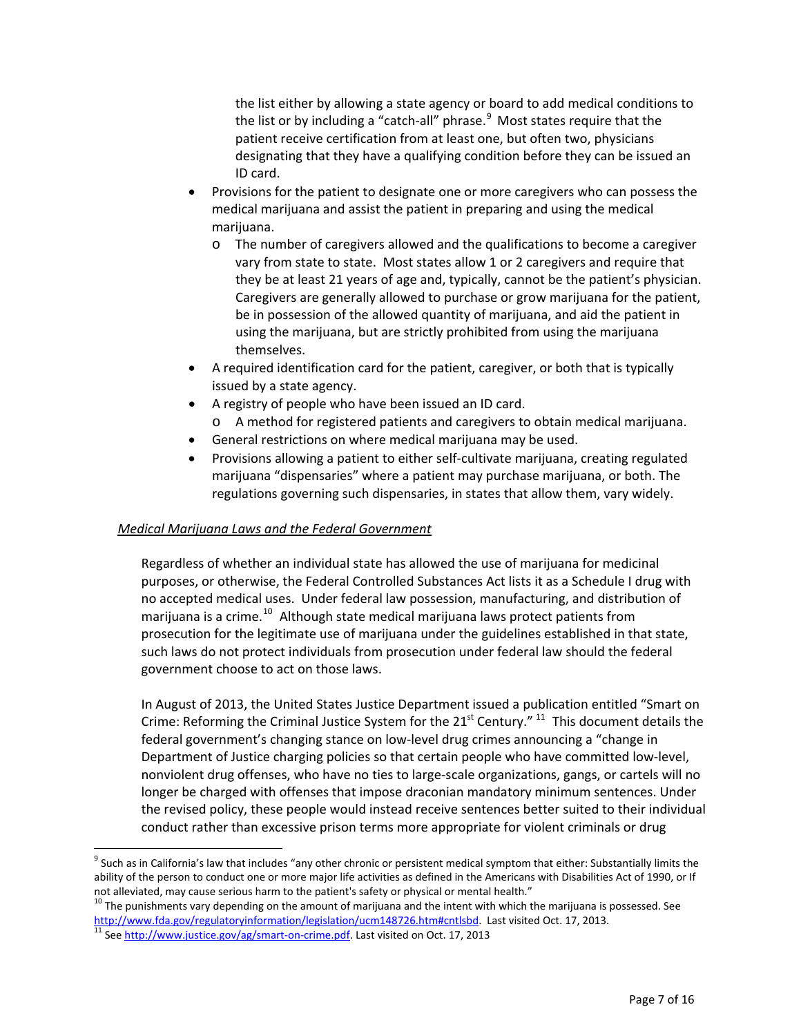the list either by allowing a state agency or board to add medical conditions to the list or by including a "catch-all" phrase.[9] Most states require that the patient receive certification from at least one, but often two, physicians designating that they have a qualifying condition before they can be issued an ID card.

- Provisions for the patient to designate one or more caregivers who can possess the medical marijuana and assist the patient in preparing and using the medical marijuana.
  - The number of caregivers allowed and the qualifications to become a caregiver vary from state to state. Most states allow 1 or 2 caregivers and require that they be at least 21 years of age and, typically, cannot be the patient's physician. Caregivers are generally allowed to purchase or grow marijuana for the patient, be in possession of the allowed quantity of marijuana, and aid the patient in using the marijuana, but are strictly prohibited from using the marijuana themselves.
- A required identification card for the patient, caregiver, or both that is typically issued by a state agency.
- A registry of people who have been issued an ID card.
  - A method for registered patients and caregivers to obtain medical marijuana.
- General restrictions on where medical marijuana may be used.
- Provisions allowing a patient to either self-cultivate marijuana, creating regulated marijuana "dispensaries" where a patient may purchase marijuana, or both. The regulations governing such dispensaries, in states that allow them, vary widely.

*Medical Marijuana Laws and the Federal Government*

Regardless of whether an individual state has allowed the use of marijuana for medicinal purposes, or otherwise, the Federal Controlled Substances Act lists it as a Schedule I drug with no accepted medical uses. Under federal law possession, manufacturing, and distribution of marijuana is a crime.[10] Although state medical marijuana laws protect patients from prosecution for the legitimate use of marijuana under the guidelines established in that state, such laws do not protect individuals from prosecution under federal law should the federal government choose to act on those laws.

In August of 2013, the United States Justice Department issued a publication entitled "Smart on Crime: Reforming the Criminal Justice System for the 21st Century."[11] This document details the federal government's changing stance on low-level drug crimes announcing a "change in Department of Justice charging policies so that certain people who have committed low-level, nonviolent drug offenses, who have no ties to large-scale organizations, gangs, or cartels will no longer be charged with offenses that impose draconian mandatory minimum sentences. Under the revised policy, these people would instead receive sentences better suited to their individual conduct rather than excessive prison terms more appropriate for violent criminals or drug

---

[9] Such as in California's law that includes "any other chronic or persistent medical symptom that either: Substantially limits the ability of the person to conduct one or more major life activities as defined in the Americans with Disabilities Act of 1990, or If not alleviated, may cause serious harm to the patient's safety or physical or mental health."

[10] The punishments vary depending on the amount of marijuana and the intent with which the marijuana is possessed. See http://www.fda.gov/regulatoryinformation/legislation/ucm148726.htm#cntlsbd. Last visited Oct. 17, 2013.

[11] See http://www.justice.gov/ag/smart-on-crime.pdf. Last visited on Oct. 17, 2013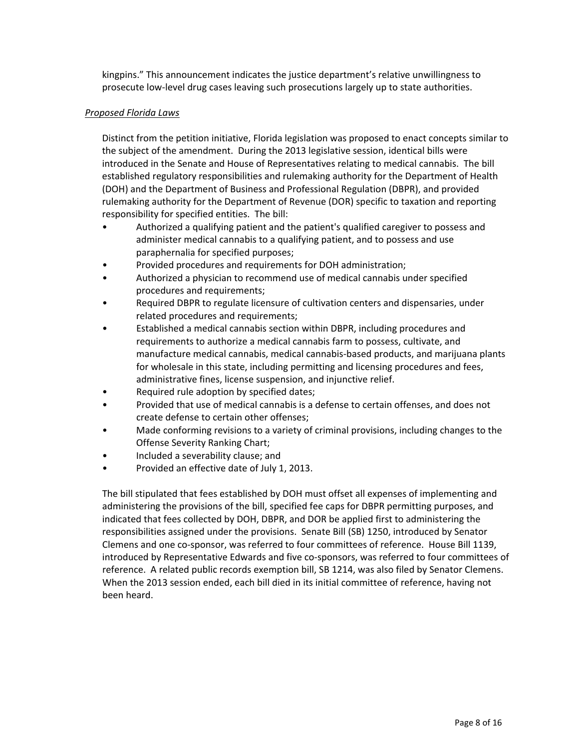kingpins." This announcement indicates the justice department's relative unwillingness to prosecute low-level drug cases leaving such prosecutions largely up to state authorities.

*Proposed Florida Laws*

Distinct from the petition initiative, Florida legislation was proposed to enact concepts similar to the subject of the amendment. During the 2013 legislative session, identical bills were introduced in the Senate and House of Representatives relating to medical cannabis. The bill established regulatory responsibilities and rulemaking authority for the Department of Health (DOH) and the Department of Business and Professional Regulation (DBPR), and provided rulemaking authority for the Department of Revenue (DOR) specific to taxation and reporting responsibility for specified entities. The bill:

- Authorized a qualifying patient and the patient's qualified caregiver to possess and administer medical cannabis to a qualifying patient, and to possess and use paraphernalia for specified purposes;
- Provided procedures and requirements for DOH administration;
- Authorized a physician to recommend use of medical cannabis under specified procedures and requirements;
- Required DBPR to regulate licensure of cultivation centers and dispensaries, under related procedures and requirements;
- Established a medical cannabis section within DBPR, including procedures and requirements to authorize a medical cannabis farm to possess, cultivate, and manufacture medical cannabis, medical cannabis-based products, and marijuana plants for wholesale in this state, including permitting and licensing procedures and fees, administrative fines, license suspension, and injunctive relief.
- Required rule adoption by specified dates;
- Provided that use of medical cannabis is a defense to certain offenses, and does not create defense to certain other offenses;
- Made conforming revisions to a variety of criminal provisions, including changes to the Offense Severity Ranking Chart;
- Included a severability clause; and
- Provided an effective date of July 1, 2013.

The bill stipulated that fees established by DOH must offset all expenses of implementing and administering the provisions of the bill, specified fee caps for DBPR permitting purposes, and indicated that fees collected by DOH, DBPR, and DOR be applied first to administering the responsibilities assigned under the provisions. Senate Bill (SB) 1250, introduced by Senator Clemens and one co-sponsor, was referred to four committees of reference. House Bill 1139, introduced by Representative Edwards and five co-sponsors, was referred to four committees of reference. A related public records exemption bill, SB 1214, was also filed by Senator Clemens. When the 2013 session ended, each bill died in its initial committee of reference, having not been heard.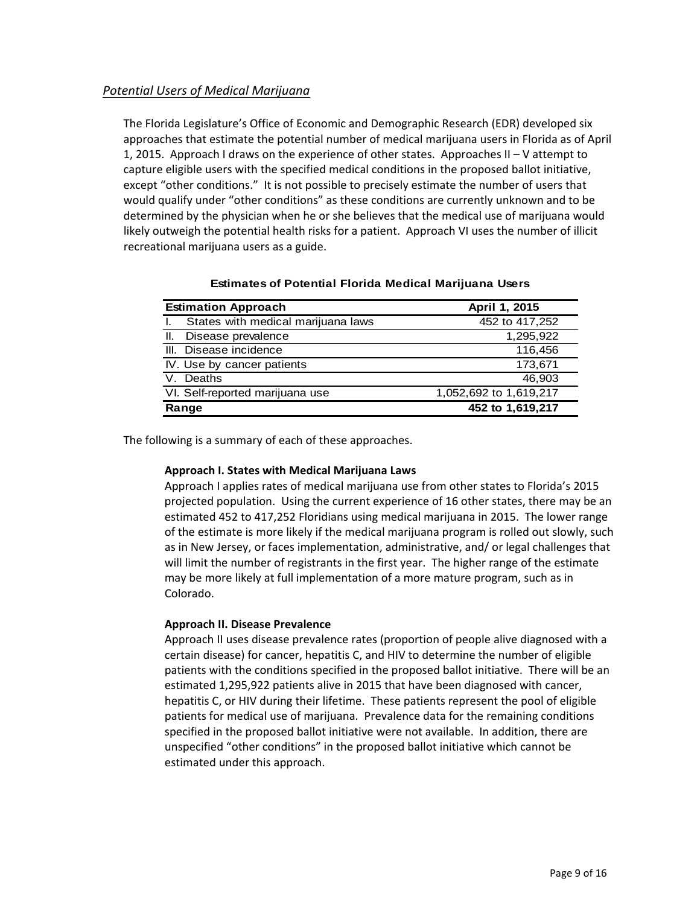## *Potential Users of Medical Marijuana*

The Florida Legislature's Office of Economic and Demographic Research (EDR) developed six approaches that estimate the potential number of medical marijuana users in Florida as of April 1, 2015. Approach I draws on the experience of other states. Approaches II – V attempt to capture eligible users with the specified medical conditions in the proposed ballot initiative, except "other conditions." It is not possible to precisely estimate the number of users that would qualify under "other conditions" as these conditions are currently unknown and to be determined by the physician when he or she believes that the medical use of marijuana would likely outweigh the potential health risks for a patient. Approach VI uses the number of illicit recreational marijuana users as a guide.

**Estimates of Potential Florida Medical Marijuana Users**

| Estimation Approach | April 1, 2015 |
|---|---|
| I. States with medical marijuana laws | 452 to 417,252 |
| II. Disease prevalence | 1,295,922 |
| III. Disease incidence | 116,456 |
| IV. Use by cancer patients | 173,671 |
| V. Deaths | 46,903 |
| VI. Self-reported marijuana use | 1,052,692 to 1,619,217 |
| **Range** | **452 to 1,619,217** |

The following is a summary of each of these approaches.

**Approach I. States with Medical Marijuana Laws**

Approach I applies rates of medical marijuana use from other states to Florida's 2015 projected population. Using the current experience of 16 other states, there may be an estimated 452 to 417,252 Floridians using medical marijuana in 2015. The lower range of the estimate is more likely if the medical marijuana program is rolled out slowly, such as in New Jersey, or faces implementation, administrative, and/ or legal challenges that will limit the number of registrants in the first year. The higher range of the estimate may be more likely at full implementation of a more mature program, such as in Colorado.

**Approach II. Disease Prevalence**

Approach II uses disease prevalence rates (proportion of people alive diagnosed with a certain disease) for cancer, hepatitis C, and HIV to determine the number of eligible patients with the conditions specified in the proposed ballot initiative. There will be an estimated 1,295,922 patients alive in 2015 that have been diagnosed with cancer, hepatitis C, or HIV during their lifetime. These patients represent the pool of eligible patients for medical use of marijuana. Prevalence data for the remaining conditions specified in the proposed ballot initiative were not available. In addition, there are unspecified "other conditions" in the proposed ballot initiative which cannot be estimated under this approach.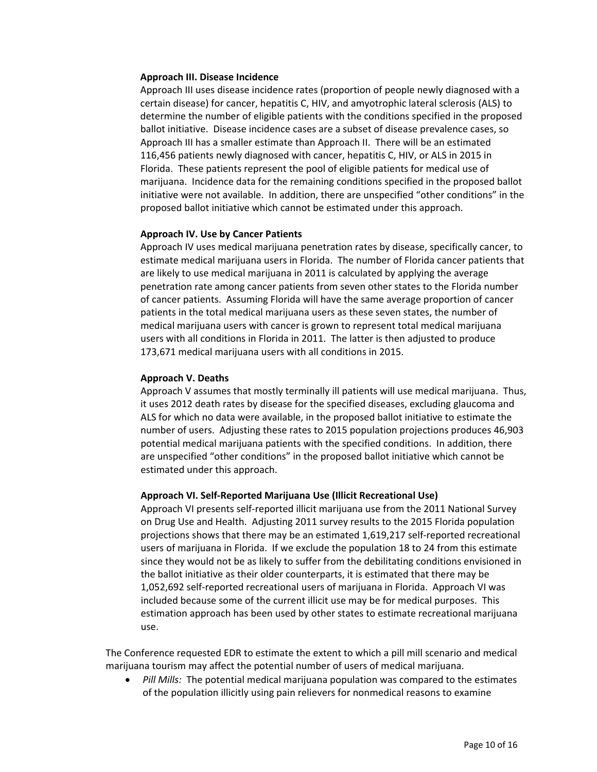**Approach III. Disease Incidence**

Approach III uses disease incidence rates (proportion of people newly diagnosed with a certain disease) for cancer, hepatitis C, HIV, and amyotrophic lateral sclerosis (ALS) to determine the number of eligible patients with the conditions specified in the proposed ballot initiative. Disease incidence cases are a subset of disease prevalence cases, so Approach III has a smaller estimate than Approach II. There will be an estimated 116,456 patients newly diagnosed with cancer, hepatitis C, HIV, or ALS in 2015 in Florida. These patients represent the pool of eligible patients for medical use of marijuana. Incidence data for the remaining conditions specified in the proposed ballot initiative were not available. In addition, there are unspecified "other conditions" in the proposed ballot initiative which cannot be estimated under this approach.

**Approach IV. Use by Cancer Patients**

Approach IV uses medical marijuana penetration rates by disease, specifically cancer, to estimate medical marijuana users in Florida. The number of Florida cancer patients that are likely to use medical marijuana in 2011 is calculated by applying the average penetration rate among cancer patients from seven other states to the Florida number of cancer patients. Assuming Florida will have the same average proportion of cancer patients in the total medical marijuana users as these seven states, the number of medical marijuana users with cancer is grown to represent total medical marijuana users with all conditions in Florida in 2011. The latter is then adjusted to produce 173,671 medical marijuana users with all conditions in 2015.

**Approach V. Deaths**

Approach V assumes that mostly terminally ill patients will use medical marijuana. Thus, it uses 2012 death rates by disease for the specified diseases, excluding glaucoma and ALS for which no data were available, in the proposed ballot initiative to estimate the number of users. Adjusting these rates to 2015 population projections produces 46,903 potential medical marijuana patients with the specified conditions. In addition, there are unspecified "other conditions" in the proposed ballot initiative which cannot be estimated under this approach.

**Approach VI. Self-Reported Marijuana Use (Illicit Recreational Use)**

Approach VI presents self-reported illicit marijuana use from the 2011 National Survey on Drug Use and Health. Adjusting 2011 survey results to the 2015 Florida population projections shows that there may be an estimated 1,619,217 self-reported recreational users of marijuana in Florida. If we exclude the population 18 to 24 from this estimate since they would not be as likely to suffer from the debilitating conditions envisioned in the ballot initiative as their older counterparts, it is estimated that there may be 1,052,692 self-reported recreational users of marijuana in Florida. Approach VI was included because some of the current illicit use may be for medical purposes. This estimation approach has been used by other states to estimate recreational marijuana use.

The Conference requested EDR to estimate the extent to which a pill mill scenario and medical marijuana tourism may affect the potential number of users of medical marijuana.

- *Pill Mills:* The potential medical marijuana population was compared to the estimates of the population illicitly using pain relievers for nonmedical reasons to examine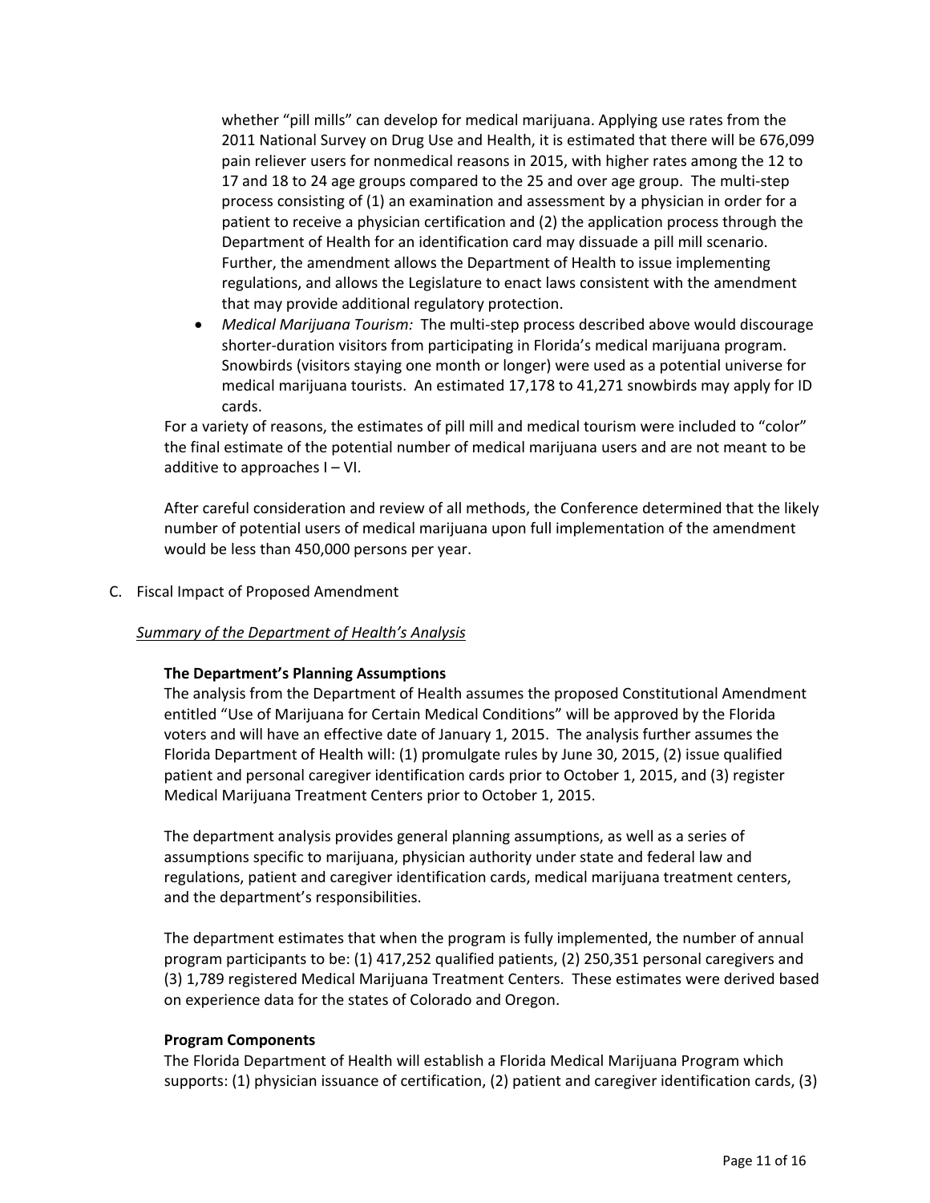whether "pill mills" can develop for medical marijuana. Applying use rates from the 2011 National Survey on Drug Use and Health, it is estimated that there will be 676,099 pain reliever users for nonmedical reasons in 2015, with higher rates among the 12 to 17 and 18 to 24 age groups compared to the 25 and over age group. The multi-step process consisting of (1) an examination and assessment by a physician in order for a patient to receive a physician certification and (2) the application process through the Department of Health for an identification card may dissuade a pill mill scenario. Further, the amendment allows the Department of Health to issue implementing regulations, and allows the Legislature to enact laws consistent with the amendment that may provide additional regulatory protection.

- *Medical Marijuana Tourism:* The multi-step process described above would discourage shorter-duration visitors from participating in Florida's medical marijuana program. Snowbirds (visitors staying one month or longer) were used as a potential universe for medical marijuana tourists. An estimated 17,178 to 41,271 snowbirds may apply for ID cards.

For a variety of reasons, the estimates of pill mill and medical tourism were included to "color" the final estimate of the potential number of medical marijuana users and are not meant to be additive to approaches I – VI.

After careful consideration and review of all methods, the Conference determined that the likely number of potential users of medical marijuana upon full implementation of the amendment would be less than 450,000 persons per year.

C. Fiscal Impact of Proposed Amendment

*Summary of the Department of Health's Analysis*

**The Department's Planning Assumptions**

The analysis from the Department of Health assumes the proposed Constitutional Amendment entitled "Use of Marijuana for Certain Medical Conditions" will be approved by the Florida voters and will have an effective date of January 1, 2015. The analysis further assumes the Florida Department of Health will: (1) promulgate rules by June 30, 2015, (2) issue qualified patient and personal caregiver identification cards prior to October 1, 2015, and (3) register Medical Marijuana Treatment Centers prior to October 1, 2015.

The department analysis provides general planning assumptions, as well as a series of assumptions specific to marijuana, physician authority under state and federal law and regulations, patient and caregiver identification cards, medical marijuana treatment centers, and the department's responsibilities.

The department estimates that when the program is fully implemented, the number of annual program participants to be: (1) 417,252 qualified patients, (2) 250,351 personal caregivers and (3) 1,789 registered Medical Marijuana Treatment Centers. These estimates were derived based on experience data for the states of Colorado and Oregon.

**Program Components**

The Florida Department of Health will establish a Florida Medical Marijuana Program which supports: (1) physician issuance of certification, (2) patient and caregiver identification cards, (3)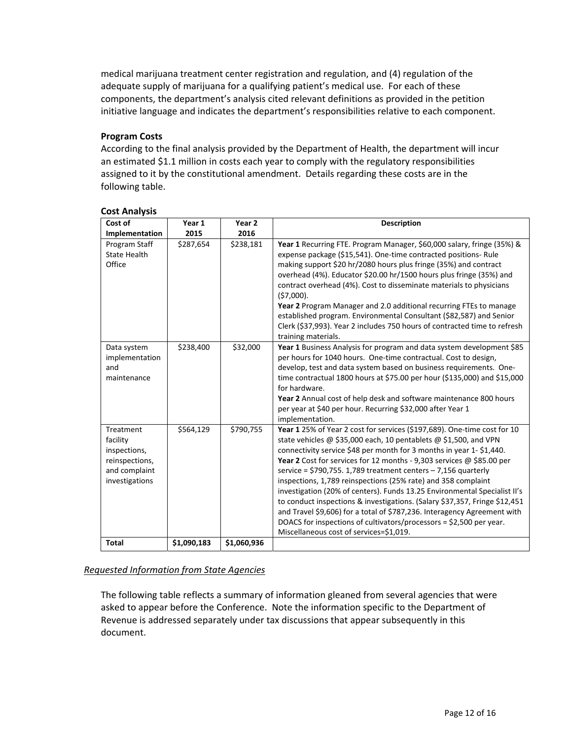medical marijuana treatment center registration and regulation, and (4) regulation of the adequate supply of marijuana for a qualifying patient's medical use. For each of these components, the department's analysis cited relevant definitions as provided in the petition initiative language and indicates the department's responsibilities relative to each component.

**Program Costs**

According to the final analysis provided by the Department of Health, the department will incur an estimated $1.1 million in costs each year to comply with the regulatory responsibilities assigned to it by the constitutional amendment. Details regarding these costs are in the following table.

**Cost Analysis**

| Cost of Implementation | Year 1 2015 | Year 2 2016 | Description |
|---|---|---|---|
| Program Staff State Health Office | $287,654 | $238,181 | **Year 1** Recurring FTE. Program Manager, $60,000 salary, fringe (35%) & expense package ($15,541). One-time contracted positions- Rule making support $20 hr/2080 hours plus fringe (35%) and contract overhead (4%). Educator $20.00 hr/1500 hours plus fringe (35%) and contract overhead (4%). Cost to disseminate materials to physicians ($7,000). **Year 2** Program Manager and 2.0 additional recurring FTEs to manage established program. Environmental Consultant ($82,587) and Senior Clerk ($37,993). Year 2 includes 750 hours of contracted time to refresh training materials. |
| Data system implementation and maintenance | $238,400 | $32,000 | **Year 1** Business Analysis for program and data system development $85 per hours for 1040 hours. One-time contractual. Cost to design, develop, test and data system based on business requirements. One-time contractual 1800 hours at $75.00 per hour ($135,000) and $15,000 for hardware. **Year 2** Annual cost of help desk and software maintenance 800 hours per year at $40 per hour. Recurring $32,000 after Year 1 implementation. |
| Treatment facility inspections, reinspections, and complaint investigations | $564,129 | $790,755 | **Year 1** 25% of Year 2 cost for services ($197,689). One-time cost for 10 state vehicles @ $35,000 each, 10 pentablets @ $1,500, and VPN connectivity service $48 per month for 3 months in year 1- $1,440. **Year 2** Cost for services for 12 months - 9,303 services @ $85.00 per service = $790,755. 1,789 treatment centers – 7,156 quarterly inspections, 1,789 reinspections (25% rate) and 358 complaint investigation (20% of centers). Funds 13.25 Environmental Specialist II's to conduct inspections & investigations. (Salary $37,357, Fringe $12,451 and Travel $9,606) for a total of $787,236. Interagency Agreement with DOACS for inspections of cultivators/processors = $2,500 per year. Miscellaneous cost of services=$1,019. |
| **Total** | **$1,090,183** | **$1,060,936** | |

*Requested Information from State Agencies*

The following table reflects a summary of information gleaned from several agencies that were asked to appear before the Conference. Note the information specific to the Department of Revenue is addressed separately under tax discussions that appear subsequently in this document.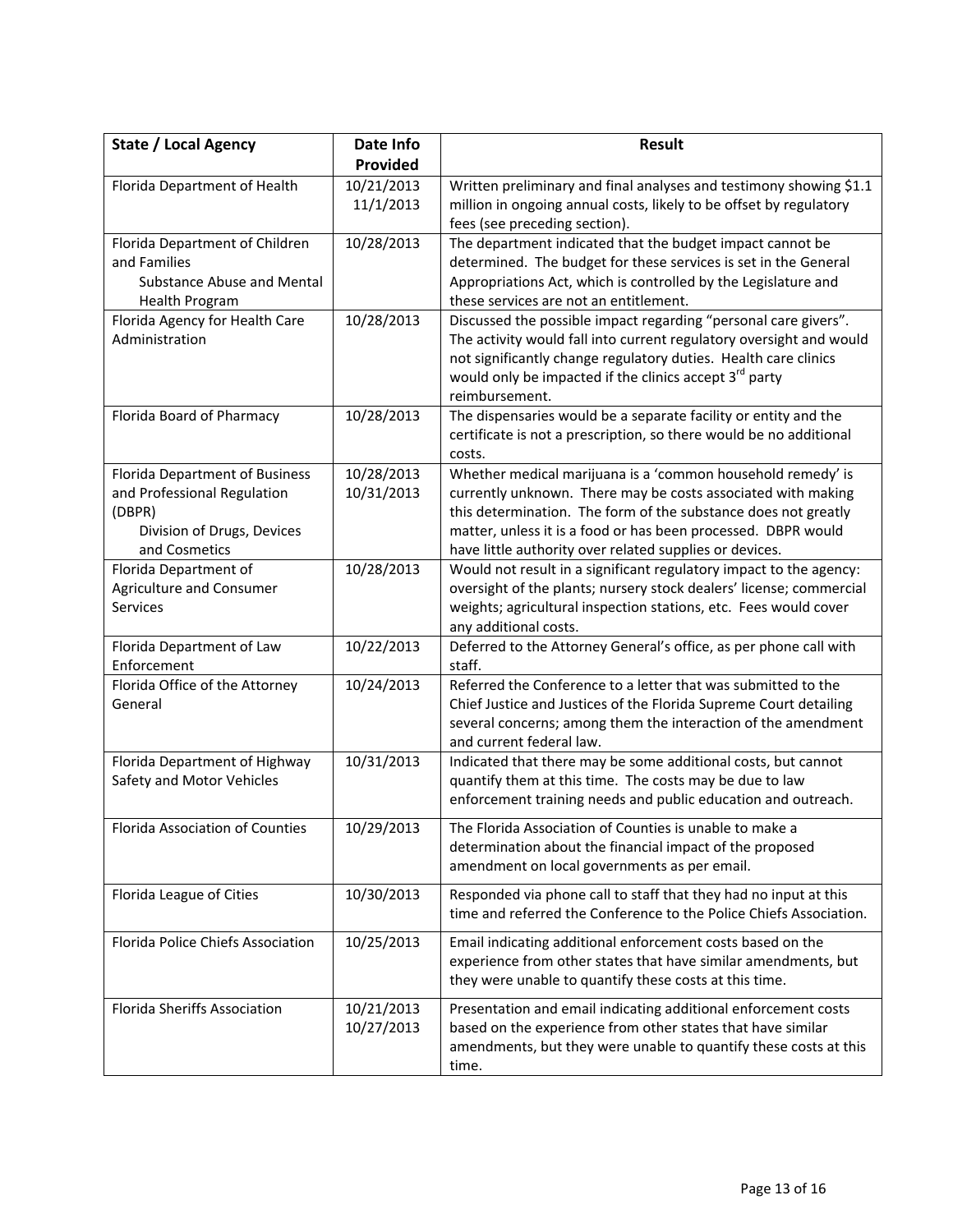| State / Local Agency | Date Info Provided | Result |
|---|---|---|
| Florida Department of Health | 10/21/2013 11/1/2013 | Written preliminary and final analyses and testimony showing $1.1 million in ongoing annual costs, likely to be offset by regulatory fees (see preceding section). |
| Florida Department of Children and Families Substance Abuse and Mental Health Program | 10/28/2013 | The department indicated that the budget impact cannot be determined. The budget for these services is set in the General Appropriations Act, which is controlled by the Legislature and these services are not an entitlement. |
| Florida Agency for Health Care Administration | 10/28/2013 | Discussed the possible impact regarding "personal care givers". The activity would fall into current regulatory oversight and would not significantly change regulatory duties. Health care clinics would only be impacted if the clinics accept 3rd party reimbursement. |
| Florida Board of Pharmacy | 10/28/2013 | The dispensaries would be a separate facility or entity and the certificate is not a prescription, so there would be no additional costs. |
| Florida Department of Business and Professional Regulation (DBPR) Division of Drugs, Devices and Cosmetics | 10/28/2013 10/31/2013 | Whether medical marijuana is a 'common household remedy' is currently unknown. There may be costs associated with making this determination. The form of the substance does not greatly matter, unless it is a food or has been processed. DBPR would have little authority over related supplies or devices. |
| Florida Department of Agriculture and Consumer Services | 10/28/2013 | Would not result in a significant regulatory impact to the agency: oversight of the plants; nursery stock dealers' license; commercial weights; agricultural inspection stations, etc. Fees would cover any additional costs. |
| Florida Department of Law Enforcement | 10/22/2013 | Deferred to the Attorney General's office, as per phone call with staff. |
| Florida Office of the Attorney General | 10/24/2013 | Referred the Conference to a letter that was submitted to the Chief Justice and Justices of the Florida Supreme Court detailing several concerns; among them the interaction of the amendment and current federal law. |
| Florida Department of Highway Safety and Motor Vehicles | 10/31/2013 | Indicated that there may be some additional costs, but cannot quantify them at this time. The costs may be due to law enforcement training needs and public education and outreach. |
| Florida Association of Counties | 10/29/2013 | The Florida Association of Counties is unable to make a determination about the financial impact of the proposed amendment on local governments as per email. |
| Florida League of Cities | 10/30/2013 | Responded via phone call to staff that they had no input at this time and referred the Conference to the Police Chiefs Association. |
| Florida Police Chiefs Association | 10/25/2013 | Email indicating additional enforcement costs based on the experience from other states that have similar amendments, but they were unable to quantify these costs at this time. |
| Florida Sheriffs Association | 10/21/2013 10/27/2013 | Presentation and email indicating additional enforcement costs based on the experience from other states that have similar amendments, but they were unable to quantify these costs at this time. |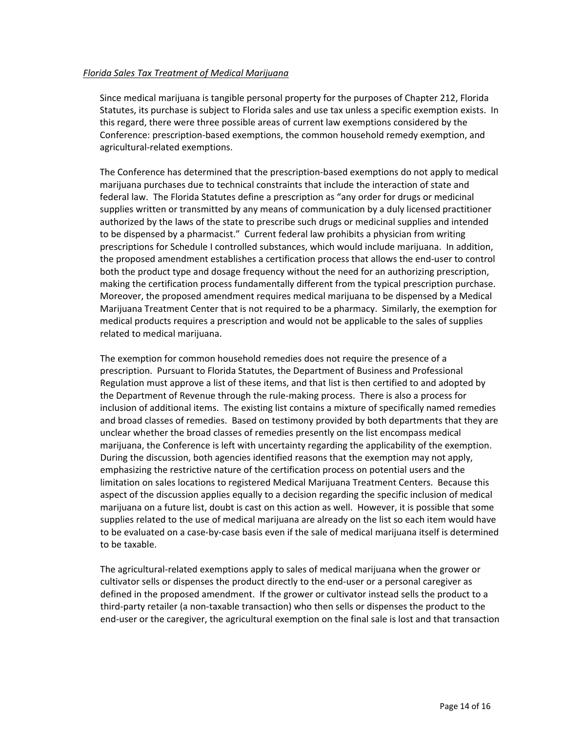*Florida Sales Tax Treatment of Medical Marijuana*

Since medical marijuana is tangible personal property for the purposes of Chapter 212, Florida Statutes, its purchase is subject to Florida sales and use tax unless a specific exemption exists. In this regard, there were three possible areas of current law exemptions considered by the Conference: prescription-based exemptions, the common household remedy exemption, and agricultural-related exemptions.

The Conference has determined that the prescription-based exemptions do not apply to medical marijuana purchases due to technical constraints that include the interaction of state and federal law. The Florida Statutes define a prescription as "any order for drugs or medicinal supplies written or transmitted by any means of communication by a duly licensed practitioner authorized by the laws of the state to prescribe such drugs or medicinal supplies and intended to be dispensed by a pharmacist." Current federal law prohibits a physician from writing prescriptions for Schedule I controlled substances, which would include marijuana. In addition, the proposed amendment establishes a certification process that allows the end-user to control both the product type and dosage frequency without the need for an authorizing prescription, making the certification process fundamentally different from the typical prescription purchase. Moreover, the proposed amendment requires medical marijuana to be dispensed by a Medical Marijuana Treatment Center that is not required to be a pharmacy. Similarly, the exemption for medical products requires a prescription and would not be applicable to the sales of supplies related to medical marijuana.

The exemption for common household remedies does not require the presence of a prescription. Pursuant to Florida Statutes, the Department of Business and Professional Regulation must approve a list of these items, and that list is then certified to and adopted by the Department of Revenue through the rule-making process. There is also a process for inclusion of additional items. The existing list contains a mixture of specifically named remedies and broad classes of remedies. Based on testimony provided by both departments that they are unclear whether the broad classes of remedies presently on the list encompass medical marijuana, the Conference is left with uncertainty regarding the applicability of the exemption. During the discussion, both agencies identified reasons that the exemption may not apply, emphasizing the restrictive nature of the certification process on potential users and the limitation on sales locations to registered Medical Marijuana Treatment Centers. Because this aspect of the discussion applies equally to a decision regarding the specific inclusion of medical marijuana on a future list, doubt is cast on this action as well. However, it is possible that some supplies related to the use of medical marijuana are already on the list so each item would have to be evaluated on a case-by-case basis even if the sale of medical marijuana itself is determined to be taxable.

The agricultural-related exemptions apply to sales of medical marijuana when the grower or cultivator sells or dispenses the product directly to the end-user or a personal caregiver as defined in the proposed amendment. If the grower or cultivator instead sells the product to a third-party retailer (a non-taxable transaction) who then sells or dispenses the product to the end-user or the caregiver, the agricultural exemption on the final sale is lost and that transaction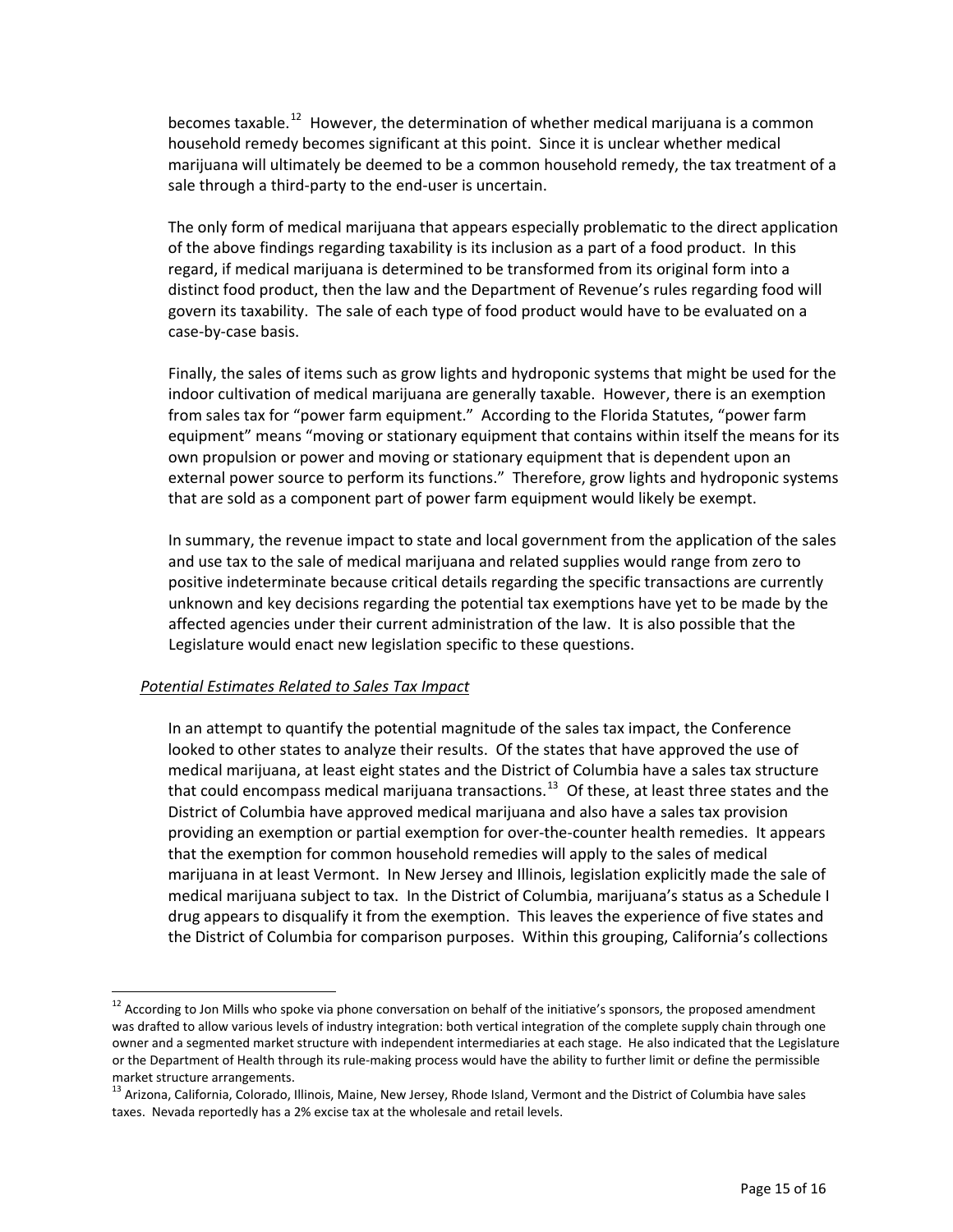becomes taxable.[12] However, the determination of whether medical marijuana is a common household remedy becomes significant at this point. Since it is unclear whether medical marijuana will ultimately be deemed to be a common household remedy, the tax treatment of a sale through a third-party to the end-user is uncertain.

The only form of medical marijuana that appears especially problematic to the direct application of the above findings regarding taxability is its inclusion as a part of a food product. In this regard, if medical marijuana is determined to be transformed from its original form into a distinct food product, then the law and the Department of Revenue's rules regarding food will govern its taxability. The sale of each type of food product would have to be evaluated on a case-by-case basis.

Finally, the sales of items such as grow lights and hydroponic systems that might be used for the indoor cultivation of medical marijuana are generally taxable. However, there is an exemption from sales tax for "power farm equipment." According to the Florida Statutes, "power farm equipment" means "moving or stationary equipment that contains within itself the means for its own propulsion or power and moving or stationary equipment that is dependent upon an external power source to perform its functions." Therefore, grow lights and hydroponic systems that are sold as a component part of power farm equipment would likely be exempt.

In summary, the revenue impact to state and local government from the application of the sales and use tax to the sale of medical marijuana and related supplies would range from zero to positive indeterminate because critical details regarding the specific transactions are currently unknown and key decisions regarding the potential tax exemptions have yet to be made by the affected agencies under their current administration of the law. It is also possible that the Legislature would enact new legislation specific to these questions.

*Potential Estimates Related to Sales Tax Impact*

In an attempt to quantify the potential magnitude of the sales tax impact, the Conference looked to other states to analyze their results. Of the states that have approved the use of medical marijuana, at least eight states and the District of Columbia have a sales tax structure that could encompass medical marijuana transactions.[13] Of these, at least three states and the District of Columbia have approved medical marijuana and also have a sales tax provision providing an exemption or partial exemption for over-the-counter health remedies. It appears that the exemption for common household remedies will apply to the sales of medical marijuana in at least Vermont. In New Jersey and Illinois, legislation explicitly made the sale of medical marijuana subject to tax. In the District of Columbia, marijuana's status as a Schedule I drug appears to disqualify it from the exemption. This leaves the experience of five states and the District of Columbia for comparison purposes. Within this grouping, California's collections

---

[12] According to Jon Mills who spoke via phone conversation on behalf of the initiative's sponsors, the proposed amendment was drafted to allow various levels of industry integration: both vertical integration of the complete supply chain through one owner and a segmented market structure with independent intermediaries at each stage. He also indicated that the Legislature or the Department of Health through its rule-making process would have the ability to further limit or define the permissible market structure arrangements.

[13] Arizona, California, Colorado, Illinois, Maine, New Jersey, Rhode Island, Vermont and the District of Columbia have sales taxes. Nevada reportedly has a 2% excise tax at the wholesale and retail levels.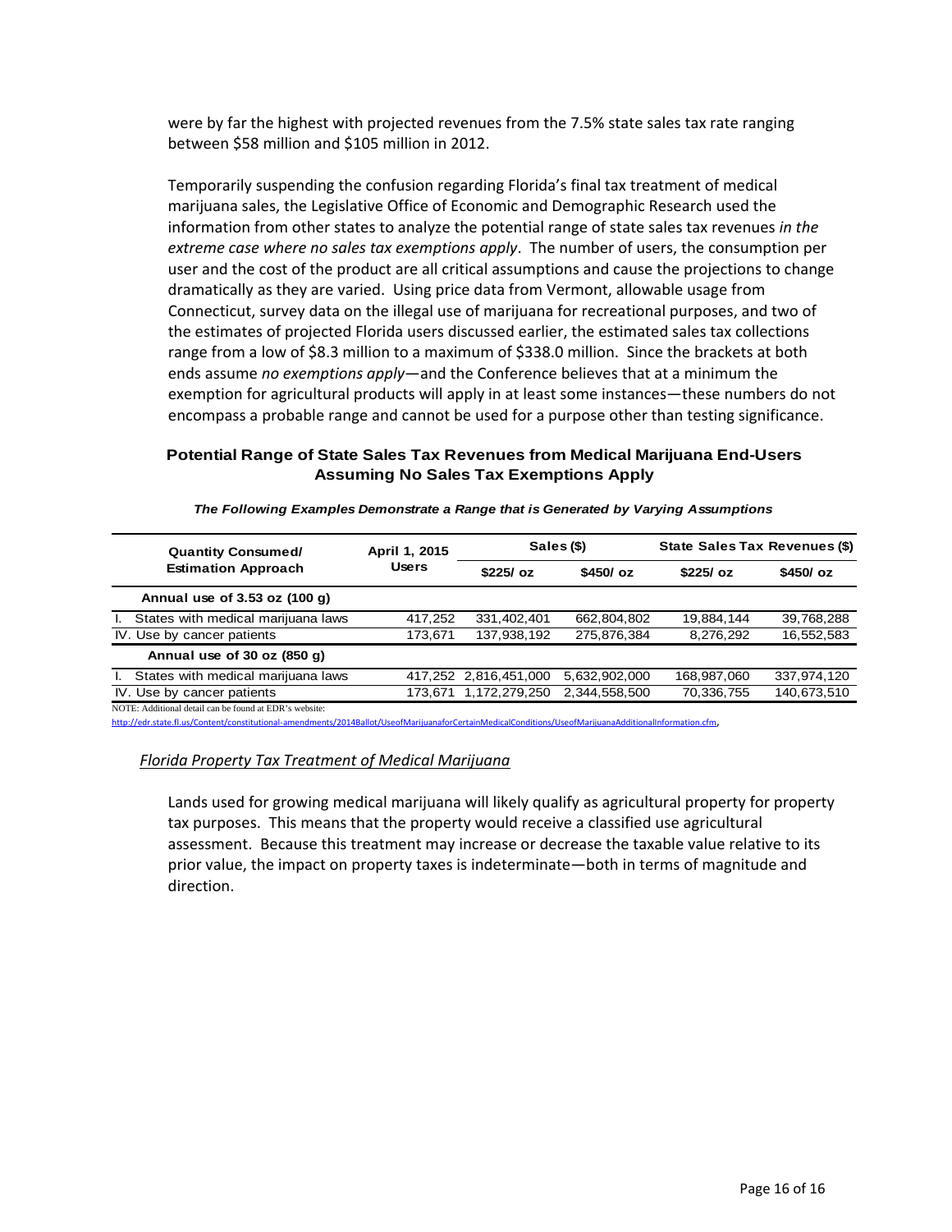were by far the highest with projected revenues from the 7.5% state sales tax rate ranging between $58 million and $105 million in 2012.

Temporarily suspending the confusion regarding Florida's final tax treatment of medical marijuana sales, the Legislative Office of Economic and Demographic Research used the information from other states to analyze the potential range of state sales tax revenues *in the extreme case where no sales tax exemptions apply*. The number of users, the consumption per user and the cost of the product are all critical assumptions and cause the projections to change dramatically as they are varied. Using price data from Vermont, allowable usage from Connecticut, survey data on the illegal use of marijuana for recreational purposes, and two of the estimates of projected Florida users discussed earlier, the estimated sales tax collections range from a low of $8.3 million to a maximum of $338.0 million. Since the brackets at both ends assume *no exemptions apply*—and the Conference believes that at a minimum the exemption for agricultural products will apply in at least some instances—these numbers do not encompass a probable range and cannot be used for a purpose other than testing significance.

**Potential Range of State Sales Tax Revenues from Medical Marijuana End-Users Assuming No Sales Tax Exemptions Apply**

***The Following Examples Demonstrate a Range that is Generated by Varying Assumptions***

| Quantity Consumed/ Estimation Approach | April 1, 2015 Users | Sales ($) | | State Sales Tax Revenues ($) | |
|---|---|---|---|---|---|
| | | $225/ oz | $450/ oz | $225/ oz | $450/ oz |
| **Annual use of 3.53 oz (100 g)** | | | | | |
| I. States with medical marijuana laws | 417,252 | 331,402,401 | 662,804,802 | 19,884,144 | 39,768,288 |
| IV. Use by cancer patients | 173,671 | 137,938,192 | 275,876,384 | 8,276,292 | 16,552,583 |
| **Annual use of 30 oz (850 g)** | | | | | |
| I. States with medical marijuana laws | 417,252 | 2,816,451,000 | 5,632,902,000 | 168,987,060 | 337,974,120 |
| IV. Use by cancer patients | 173,671 | 1,172,279,250 | 2,344,558,500 | 70,336,755 | 140,673,510 |

NOTE: Additional detail can be found at EDR's website:
http://edr.state.fl.us/Content/constitutional-amendments/2014Ballot/UseofMarijuanaforCertainMedicalConditions/UseofMarijuanaAdditionalInformation.cfm.

### *Florida Property Tax Treatment of Medical Marijuana*

Lands used for growing medical marijuana will likely qualify as agricultural property for property tax purposes. This means that the property would receive a classified use agricultural assessment. Because this treatment may increase or decrease the taxable value relative to its prior value, the impact on property taxes is indeterminate—both in terms of magnitude and direction.